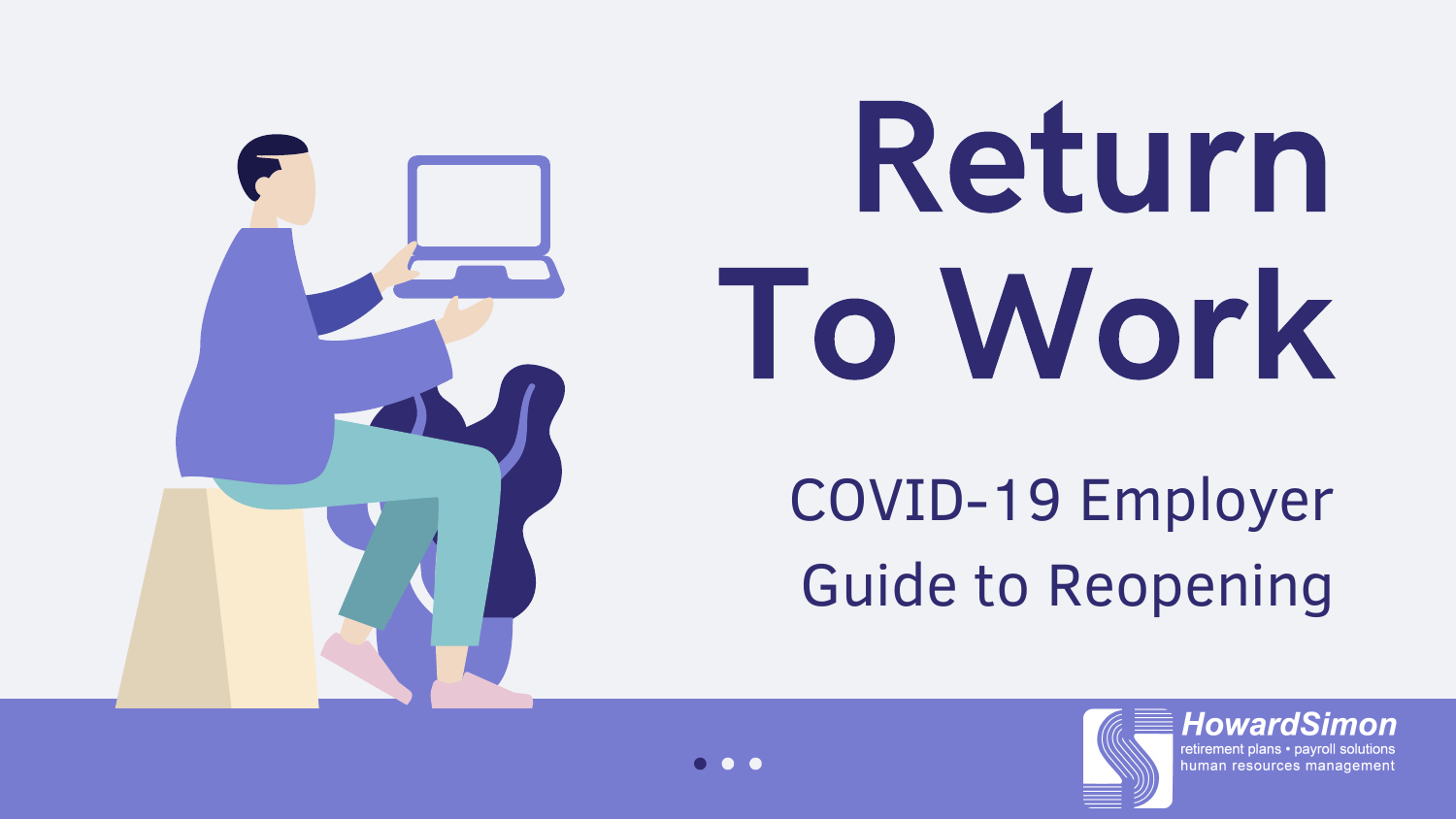# Return To Work

## COVID-19 Employer Guide to Reopening

HowardSimon
retirement plans • payroll solutions
human resources management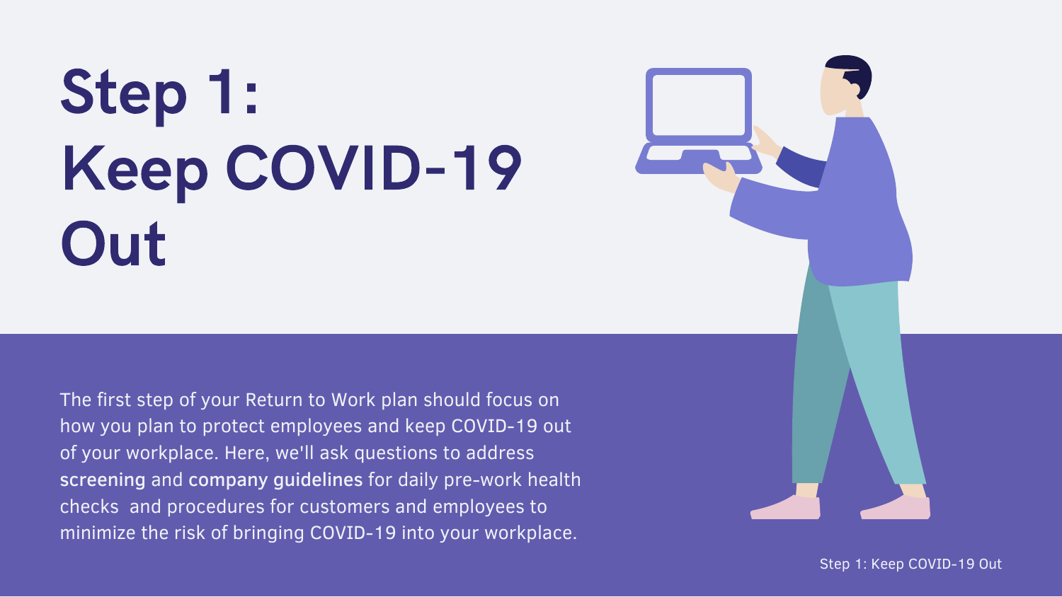# Step 1: Keep COVID-19 Out

The first step of your Return to Work plan should focus on how you plan to protect employees and keep COVID-19 out of your workplace. Here, we'll ask questions to address **screening** and **company guidelines** for daily pre-work health checks and procedures for customers and employees to minimize the risk of bringing COVID-19 into your workplace.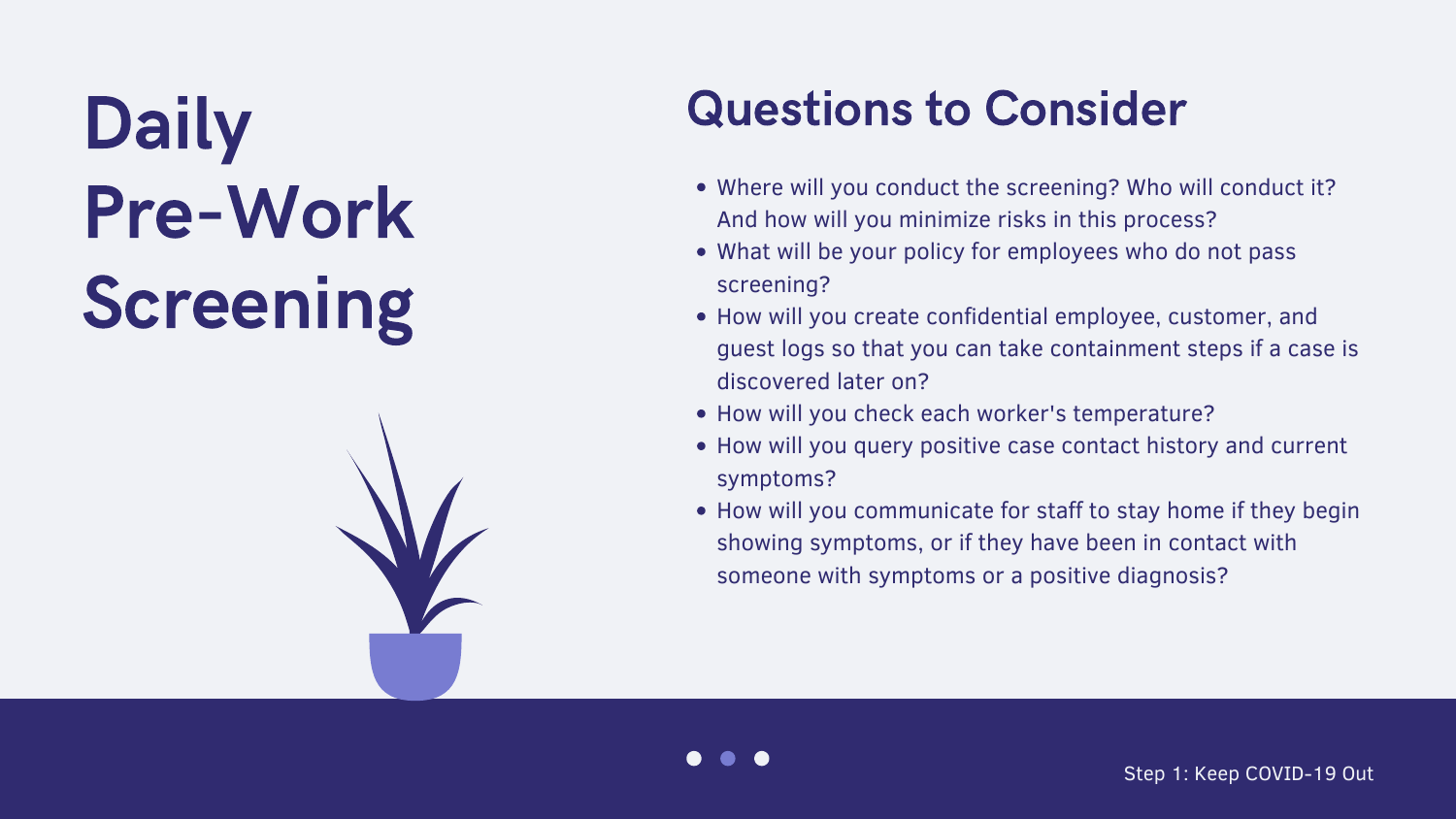# Daily Pre-Work Screening

## Questions to Consider

- Where will you conduct the screening? Who will conduct it? And how will you minimize risks in this process?
- What will be your policy for employees who do not pass screening?
- How will you create confidential employee, customer, and guest logs so that you can take containment steps if a case is discovered later on?
- How will you check each worker's temperature?
- How will you query positive case contact history and current symptoms?
- How will you communicate for staff to stay home if they begin showing symptoms, or if they have been in contact with someone with symptoms or a positive diagnosis?

Step 1: Keep COVID-19 Out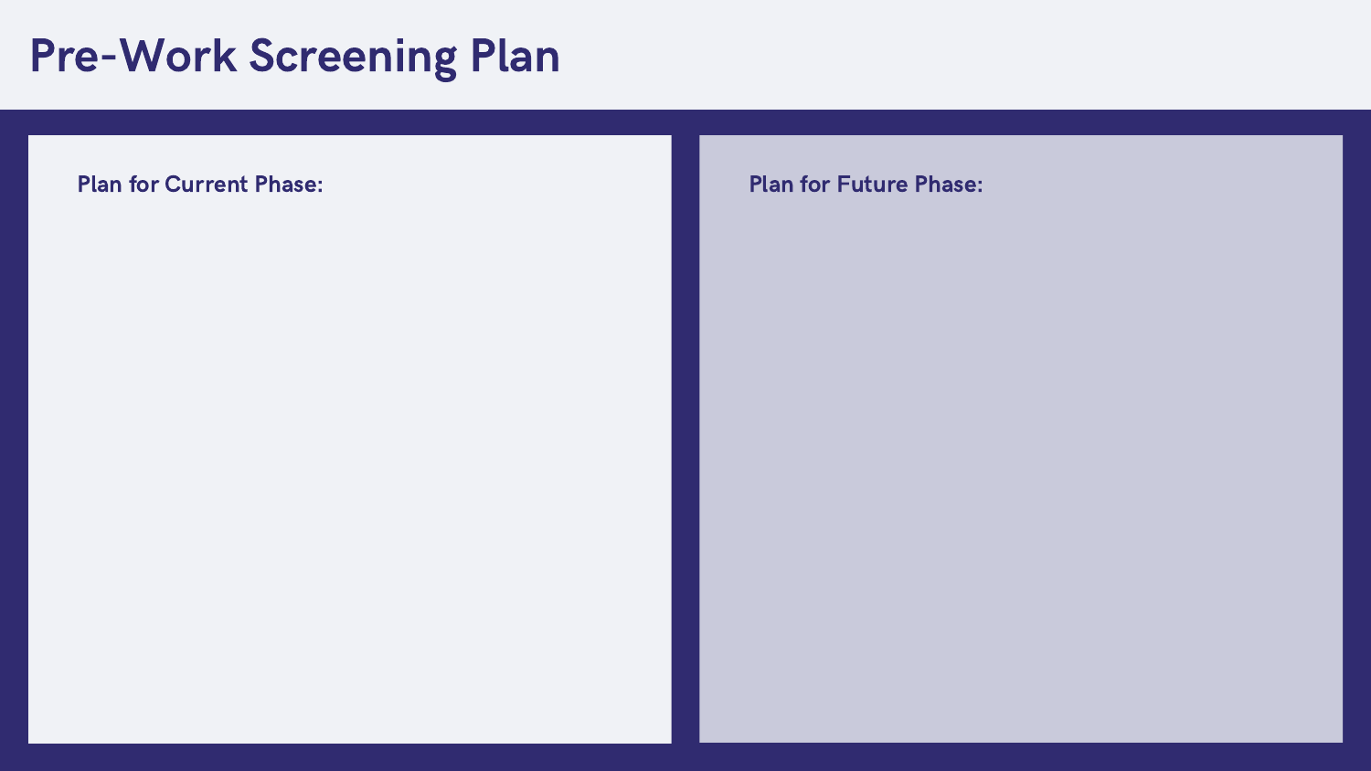# Pre-Work Screening Plan

**Plan for Current Phase:**

**Plan for Future Phase:**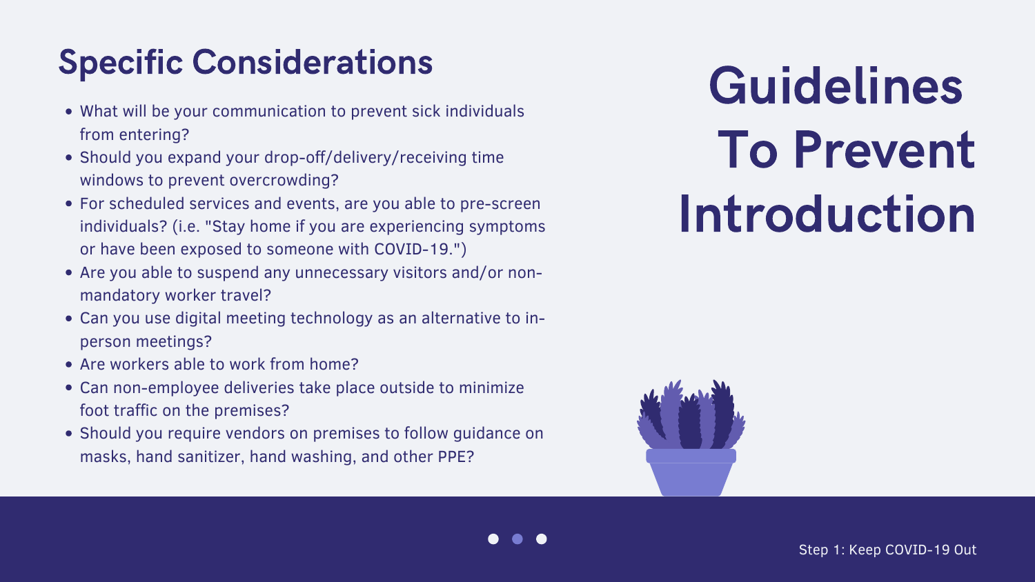# Guidelines To Prevent Introduction

## Specific Considerations

- What will be your communication to prevent sick individuals from entering?
- Should you expand your drop-off/delivery/receiving time windows to prevent overcrowding?
- For scheduled services and events, are you able to pre-screen individuals? (i.e. "Stay home if you are experiencing symptoms or have been exposed to someone with COVID-19.")
- Are you able to suspend any unnecessary visitors and/or non-mandatory worker travel?
- Can you use digital meeting technology as an alternative to in-person meetings?
- Are workers able to work from home?
- Can non-employee deliveries take place outside to minimize foot traffic on the premises?
- Should you require vendors on premises to follow guidance on masks, hand sanitizer, hand washing, and other PPE?

Step 1: Keep COVID-19 Out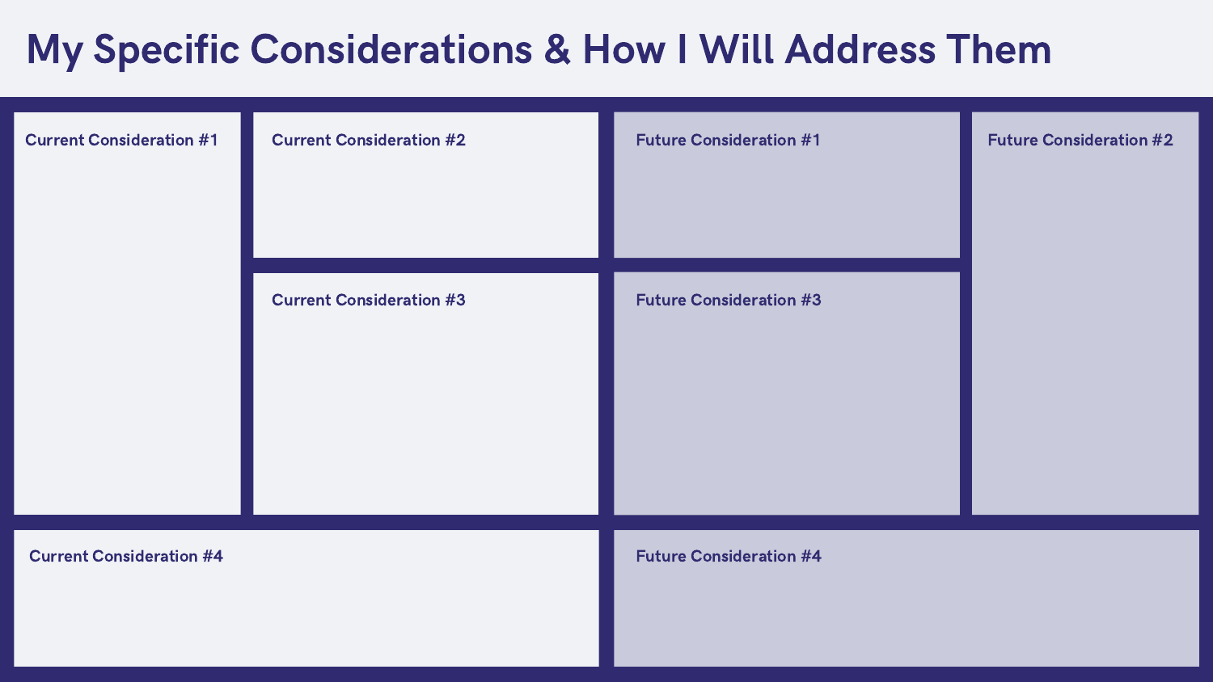# My Specific Considerations & How I Will Address Them

**Current Consideration #1**

**Current Consideration #2**

**Current Consideration #3**

**Current Consideration #4**

**Future Consideration #1**

**Future Consideration #2**

**Future Consideration #3**

**Future Consideration #4**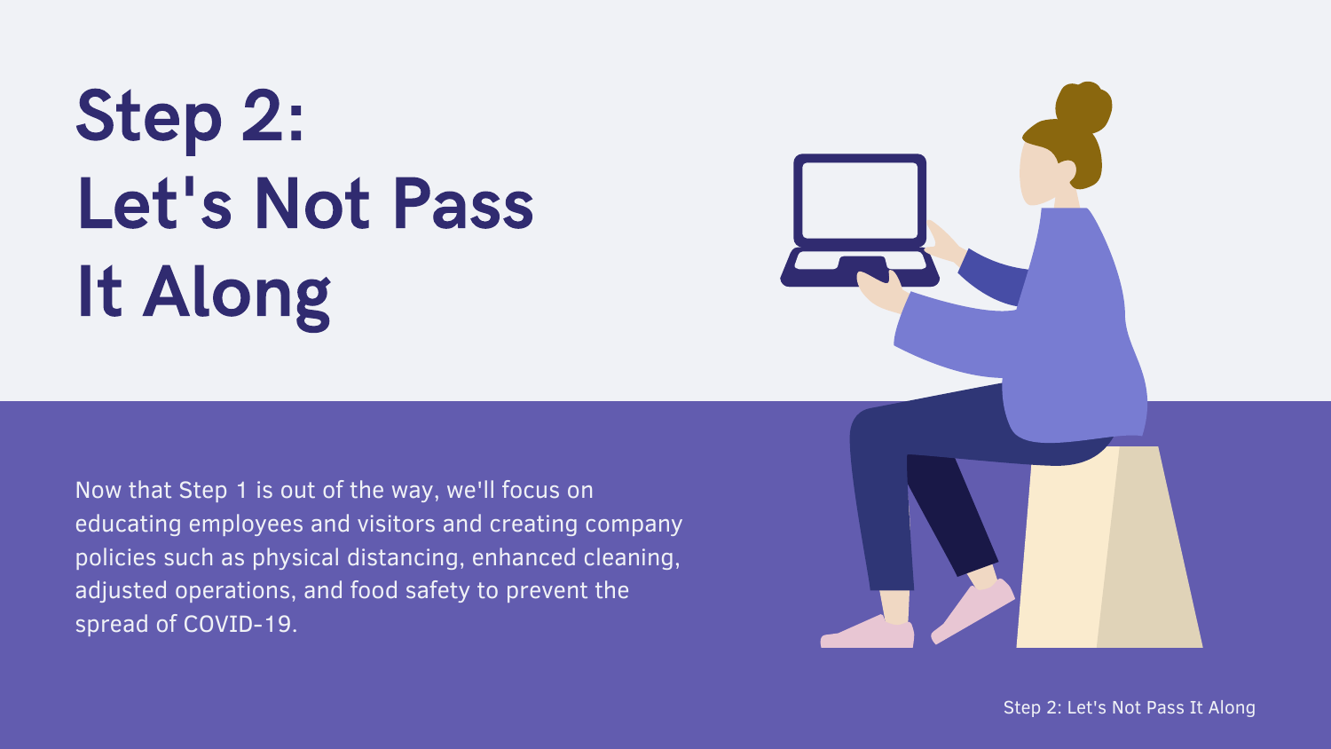# Step 2: Let's Not Pass It Along

Now that Step 1 is out of the way, we'll focus on educating employees and visitors and creating company policies such as physical distancing, enhanced cleaning, adjusted operations, and food safety to prevent the spread of COVID-19.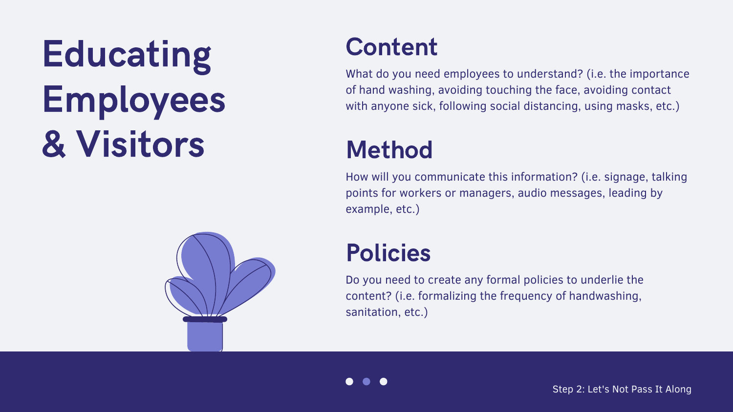# Educating Employees & Visitors

## Content

What do you need employees to understand? (i.e. the importance of hand washing, avoiding touching the face, avoiding contact with anyone sick, following social distancing, using masks, etc.)

## Method

How will you communicate this information? (i.e. signage, talking points for workers or managers, audio messages, leading by example, etc.)

## Policies

Do you need to create any formal policies to underlie the content? (i.e. formalizing the frequency of handwashing, sanitation, etc.)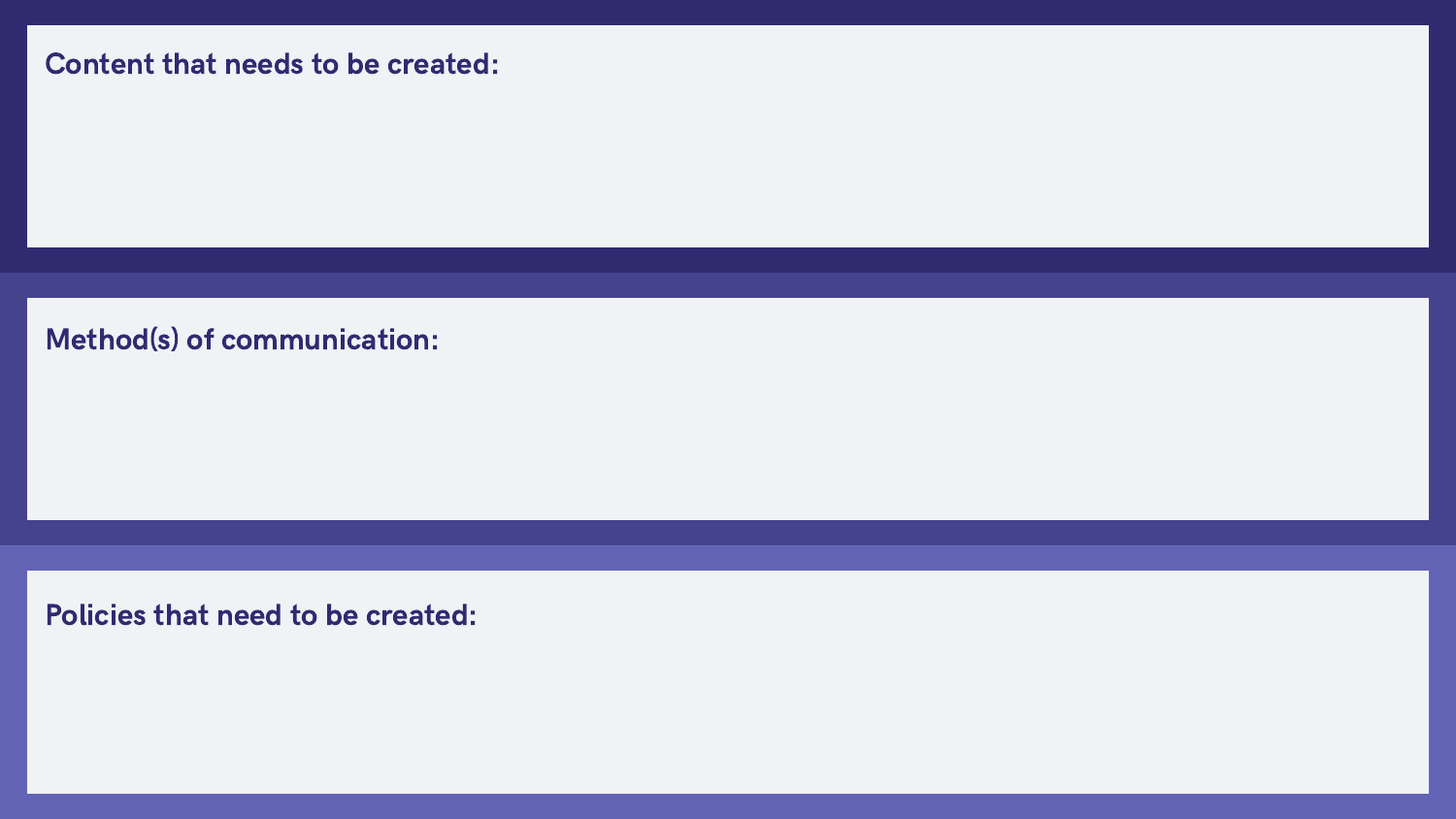**Content that needs to be created:**

**Method(s) of communication:**

**Policies that need to be created:**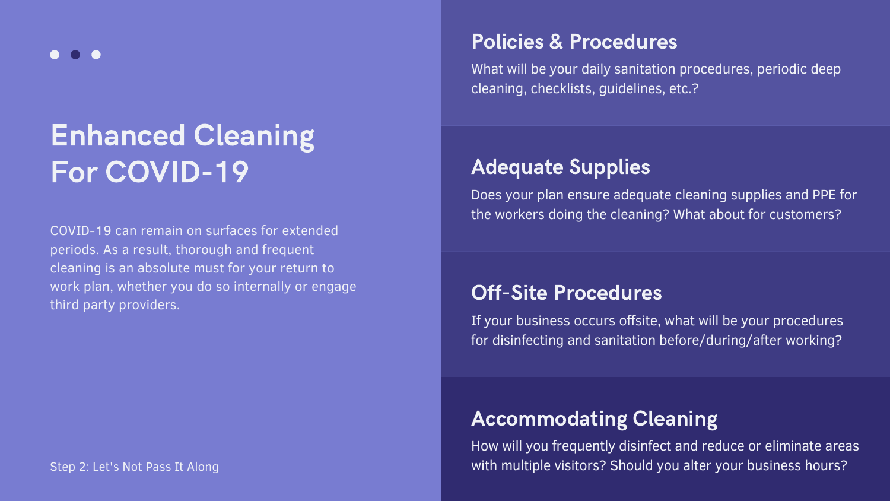# Enhanced Cleaning For COVID-19

COVID-19 can remain on surfaces for extended periods. As a result, thorough and frequent cleaning is an absolute must for your return to work plan, whether you do so internally or engage third party providers.

Step 2: Let's Not Pass It Along

## Policies & Procedures

What will be your daily sanitation procedures, periodic deep cleaning, checklists, guidelines, etc.?

## Adequate Supplies

Does your plan ensure adequate cleaning supplies and PPE for the workers doing the cleaning? What about for customers?

## Off-Site Procedures

If your business occurs offsite, what will be your procedures for disinfecting and sanitation before/during/after working?

## Accommodating Cleaning

How will you frequently disinfect and reduce or eliminate areas with multiple visitors? Should you alter your business hours?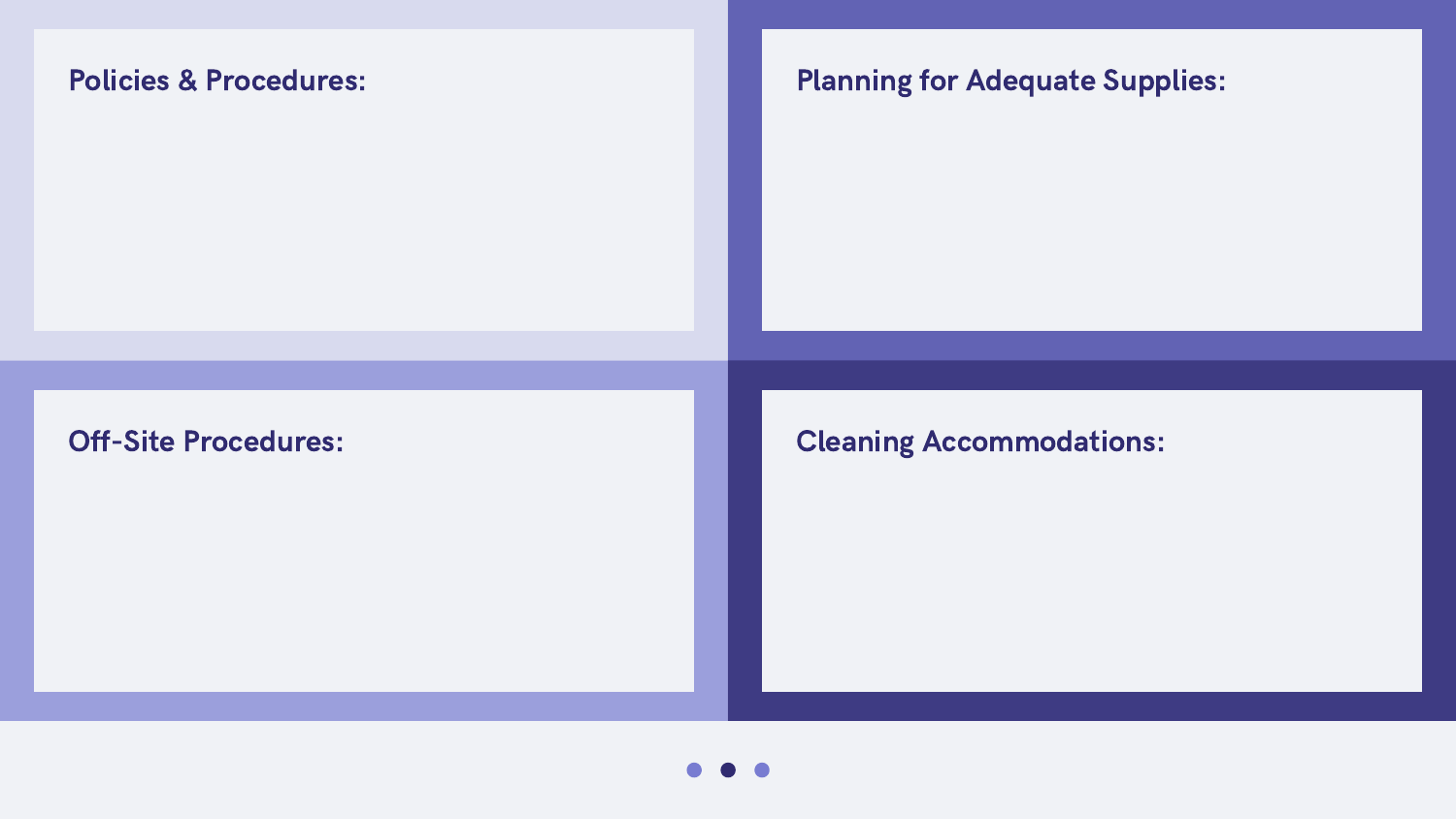**Policies & Procedures:**

**Planning for Adequate Supplies:**

**Off-Site Procedures:**

**Cleaning Accommodations:**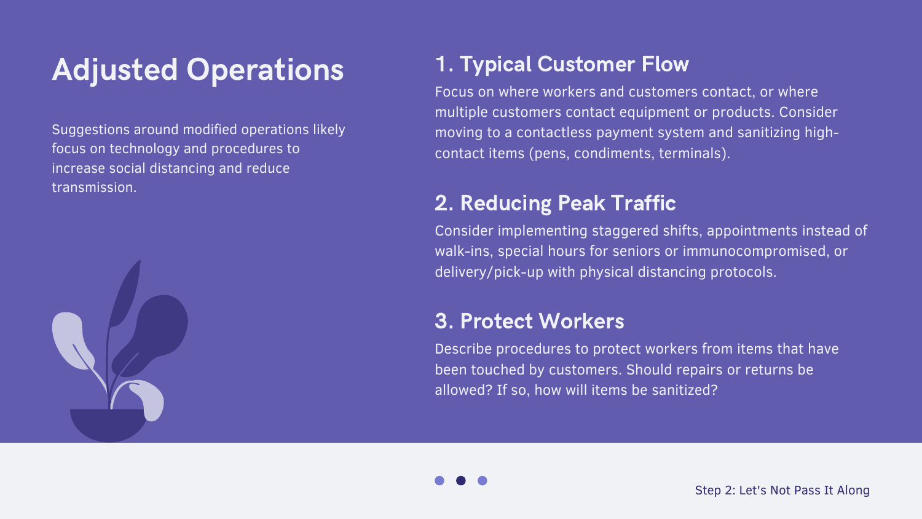# Adjusted Operations

Suggestions around modified operations likely focus on technology and procedures to increase social distancing and reduce transmission.

## 1. Typical Customer Flow

Focus on where workers and customers contact, or where multiple customers contact equipment or products. Consider moving to a contactless payment system and sanitizing high-contact items (pens, condiments, terminals).

## 2. Reducing Peak Traffic

Consider implementing staggered shifts, appointments instead of walk-ins, special hours for seniors or immunocompromised, or delivery/pick-up with physical distancing protocols.

## 3. Protect Workers

Describe procedures to protect workers from items that have been touched by customers. Should repairs or returns be allowed? If so, how will items be sanitized?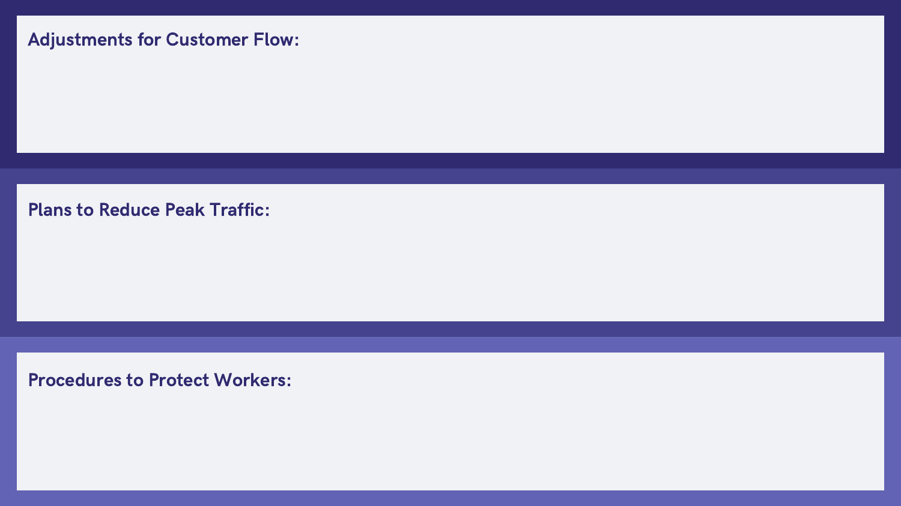**Adjustments for Customer Flow:**

**Plans to Reduce Peak Traffic:**

**Procedures to Protect Workers:**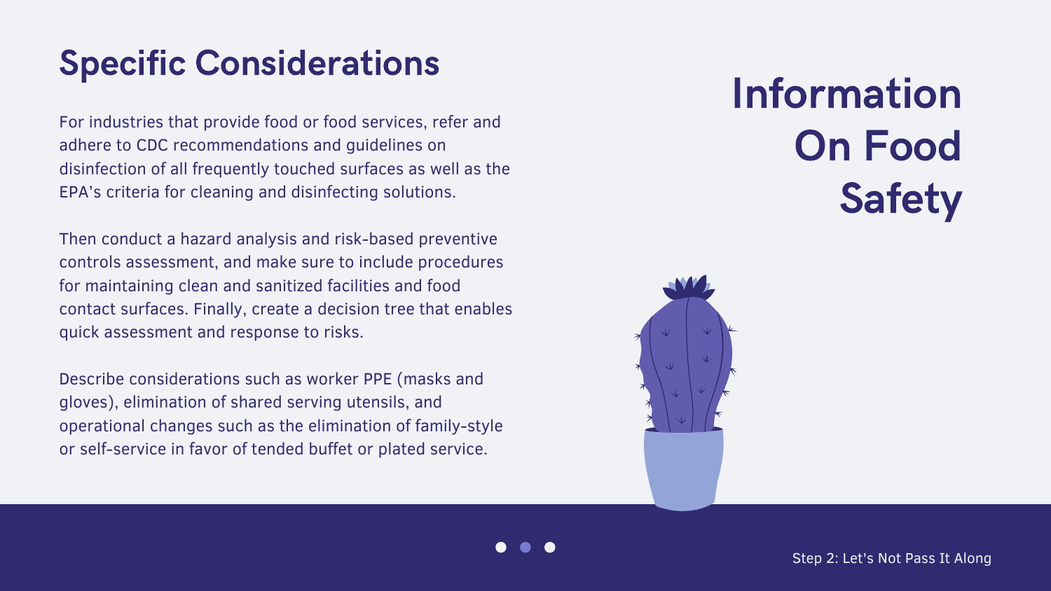# Specific Considerations

For industries that provide food or food services, refer and adhere to CDC recommendations and guidelines on disinfection of all frequently touched surfaces as well as the EPA's criteria for cleaning and disinfecting solutions.

Then conduct a hazard analysis and risk-based preventive controls assessment, and make sure to include procedures for maintaining clean and sanitized facilities and food contact surfaces. Finally, create a decision tree that enables quick assessment and response to risks.

Describe considerations such as worker PPE (masks and gloves), elimination of shared serving utensils, and operational changes such as the elimination of family-style or self-service in favor of tended buffet or plated service.

# Information On Food Safety

Step 2: Let's Not Pass It Along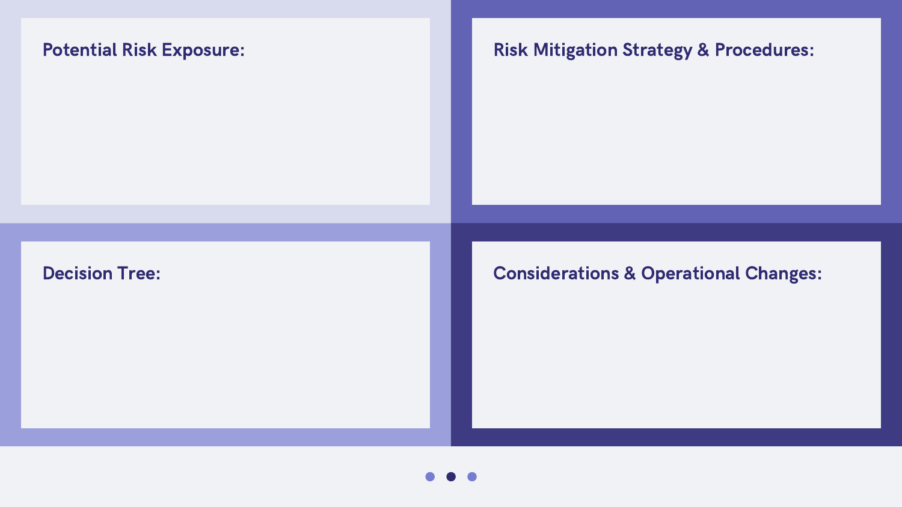## Potential Risk Exposure:

## Risk Mitigation Strategy & Procedures:

## Decision Tree:

## Considerations & Operational Changes: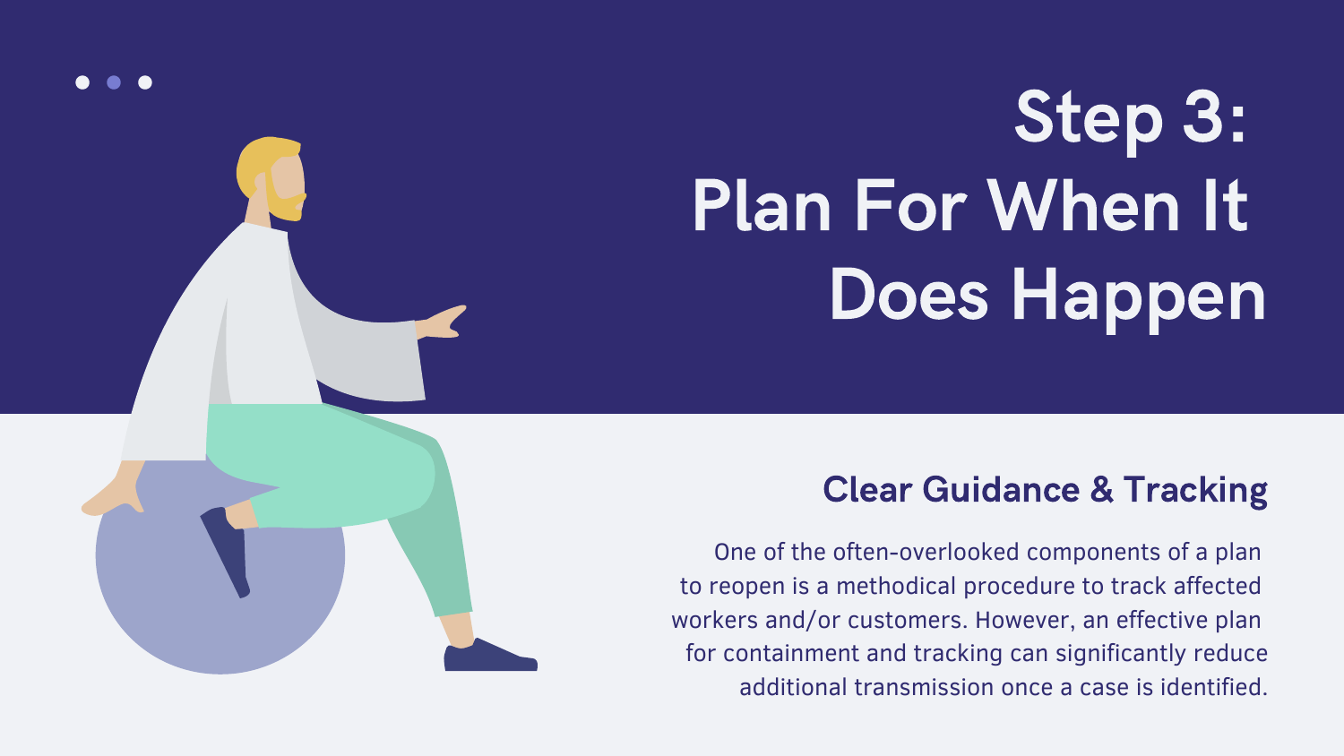# Step 3: Plan For When It Does Happen

## Clear Guidance & Tracking

One of the often-overlooked components of a plan to reopen is a methodical procedure to track affected workers and/or customers. However, an effective plan for containment and tracking can significantly reduce additional transmission once a case is identified.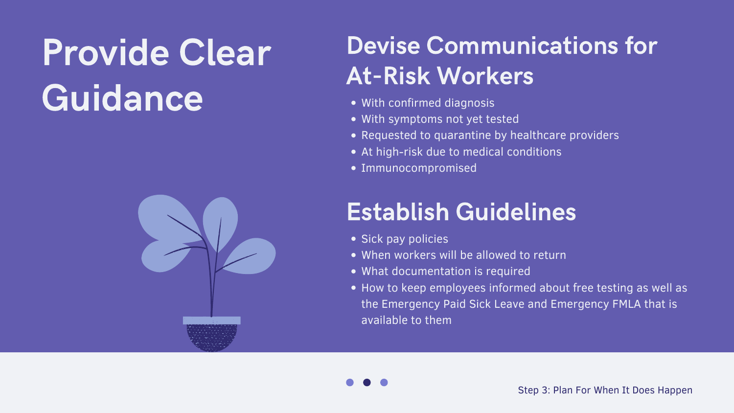# Provide Clear Guidance

## Devise Communications for At-Risk Workers

- With confirmed diagnosis
- With symptoms not yet tested
- Requested to quarantine by healthcare providers
- At high-risk due to medical conditions
- Immunocompromised

## Establish Guidelines

- Sick pay policies
- When workers will be allowed to return
- What documentation is required
- How to keep employees informed about free testing as well as the Emergency Paid Sick Leave and Emergency FMLA that is available to them

Step 3: Plan For When It Does Happen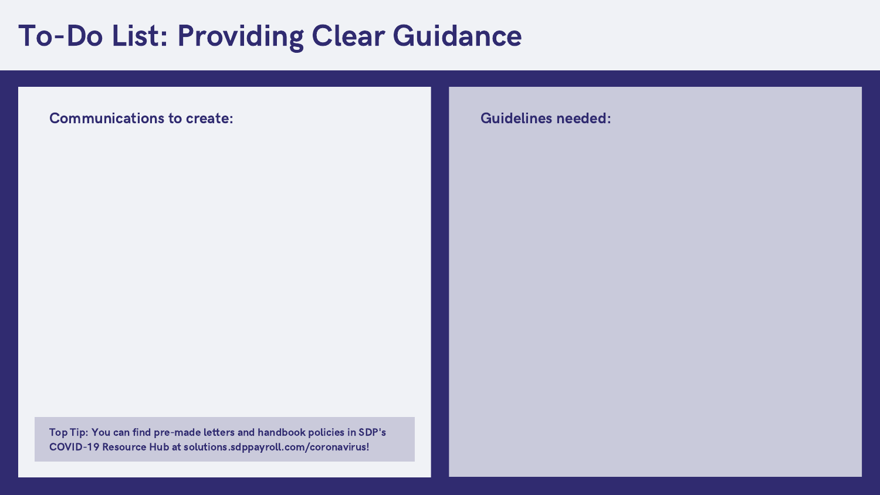# To-Do List: Providing Clear Guidance

## Communications to create:

Top Tip: You can find pre-made letters and handbook policies in SDP's COVID-19 Resource Hub at solutions.sdppayroll.com/coronavirus!

## Guidelines needed: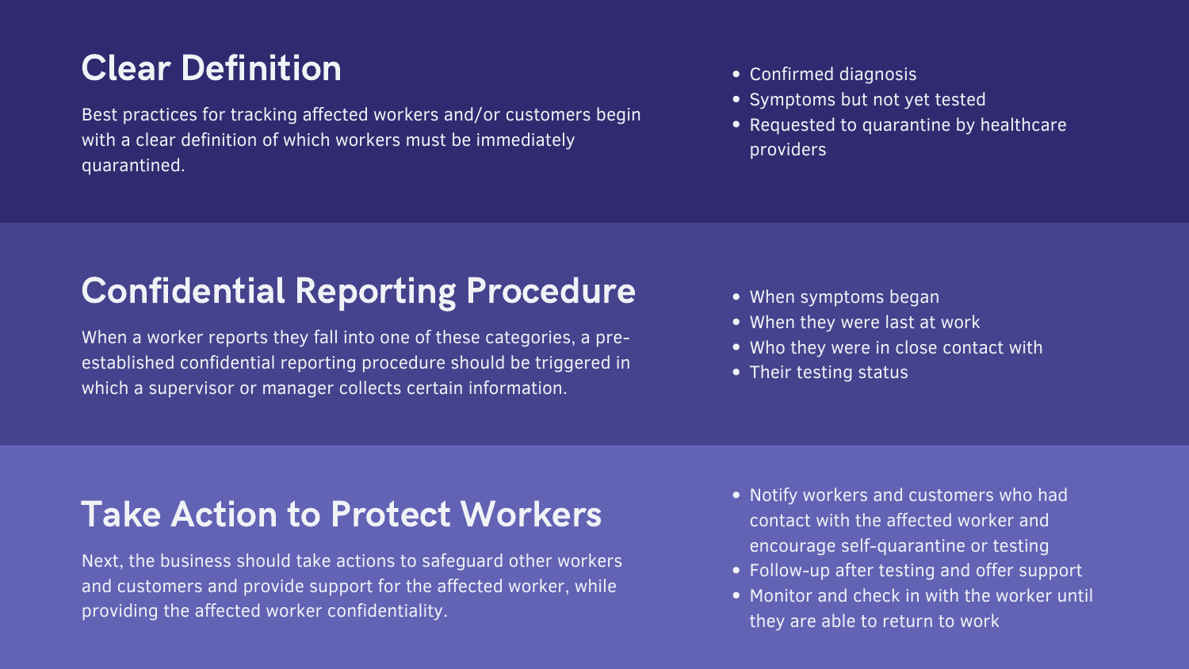## Clear Definition

Best practices for tracking affected workers and/or customers begin with a clear definition of which workers must be immediately quarantined.

- Confirmed diagnosis
- Symptoms but not yet tested
- Requested to quarantine by healthcare providers

## Confidential Reporting Procedure

When a worker reports they fall into one of these categories, a pre-established confidential reporting procedure should be triggered in which a supervisor or manager collects certain information.

- When symptoms began
- When they were last at work
- Who they were in close contact with
- Their testing status

## Take Action to Protect Workers

Next, the business should take actions to safeguard other workers and customers and provide support for the affected worker, while providing the affected worker confidentiality.

- Notify workers and customers who had contact with the affected worker and encourage self-quarantine or testing
- Follow-up after testing and offer support
- Monitor and check in with the worker until they are able to return to work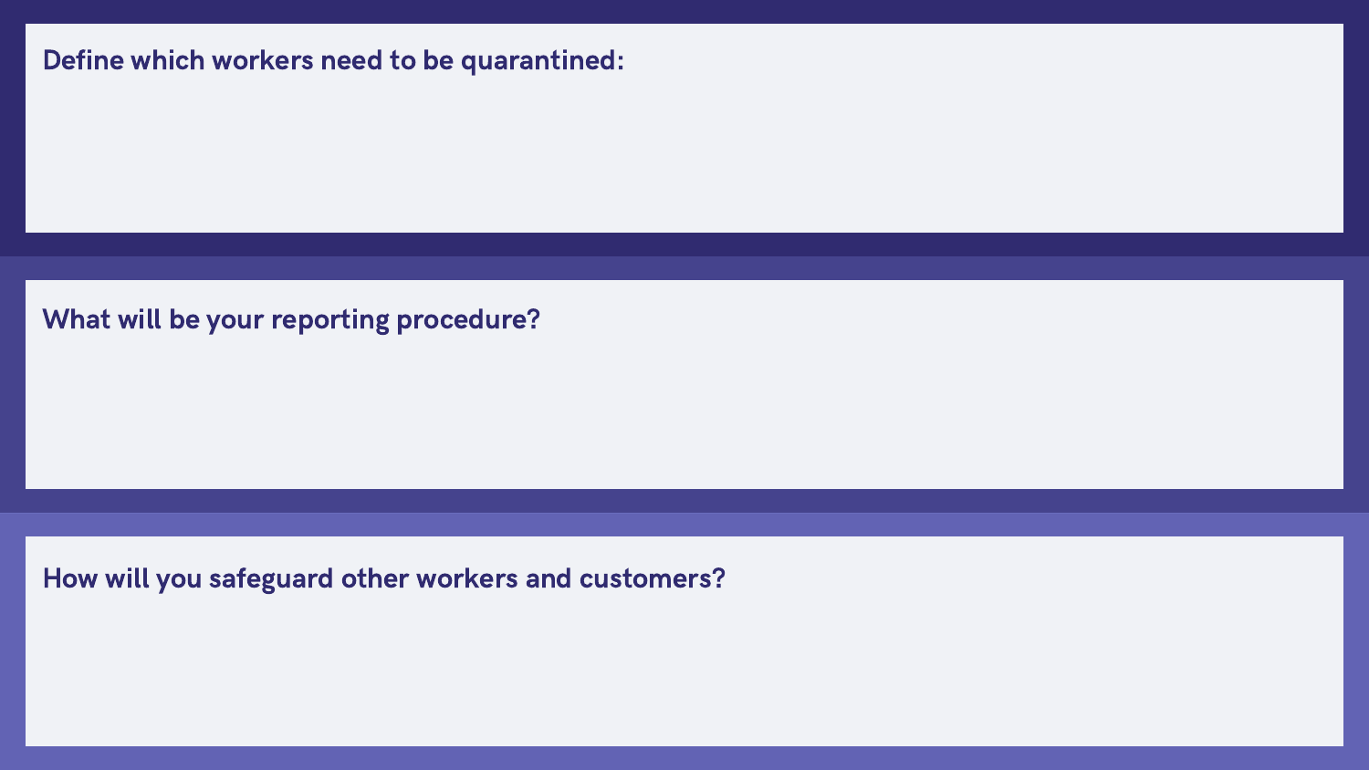**Define which workers need to be quarantined:**

**What will be your reporting procedure?**

**How will you safeguard other workers and customers?**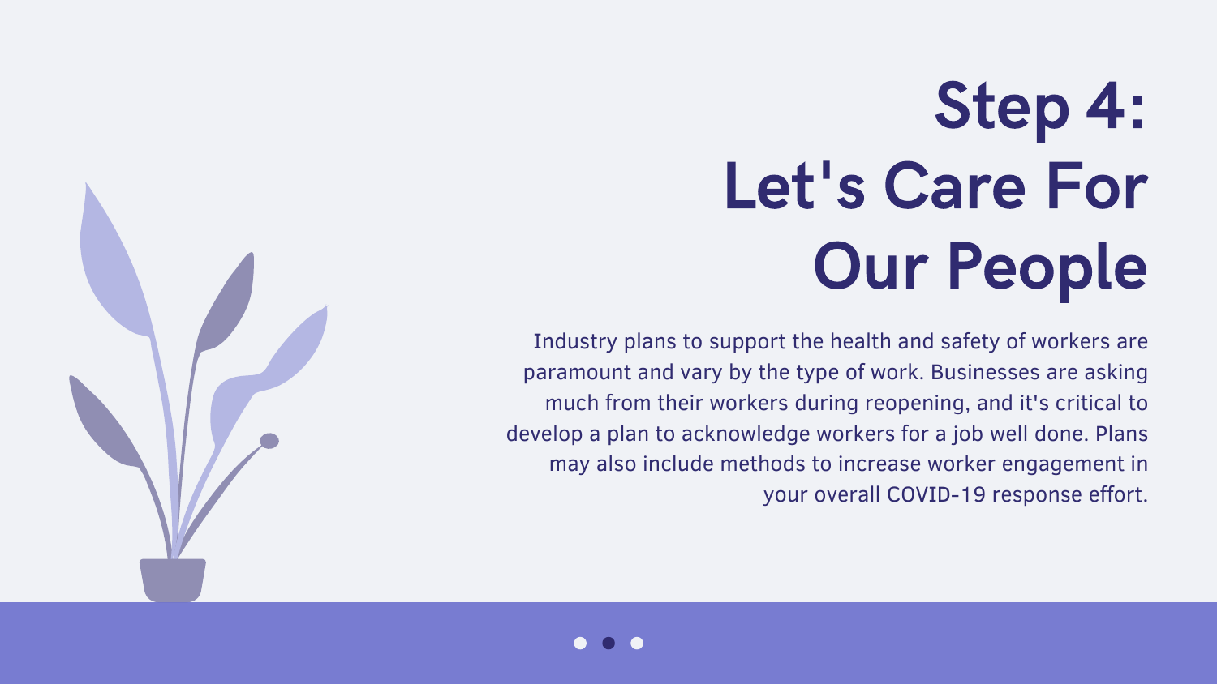# Step 4: Let's Care For Our People

Industry plans to support the health and safety of workers are paramount and vary by the type of work. Businesses are asking much from their workers during reopening, and it's critical to develop a plan to acknowledge workers for a job well done. Plans may also include methods to increase worker engagement in your overall COVID-19 response effort.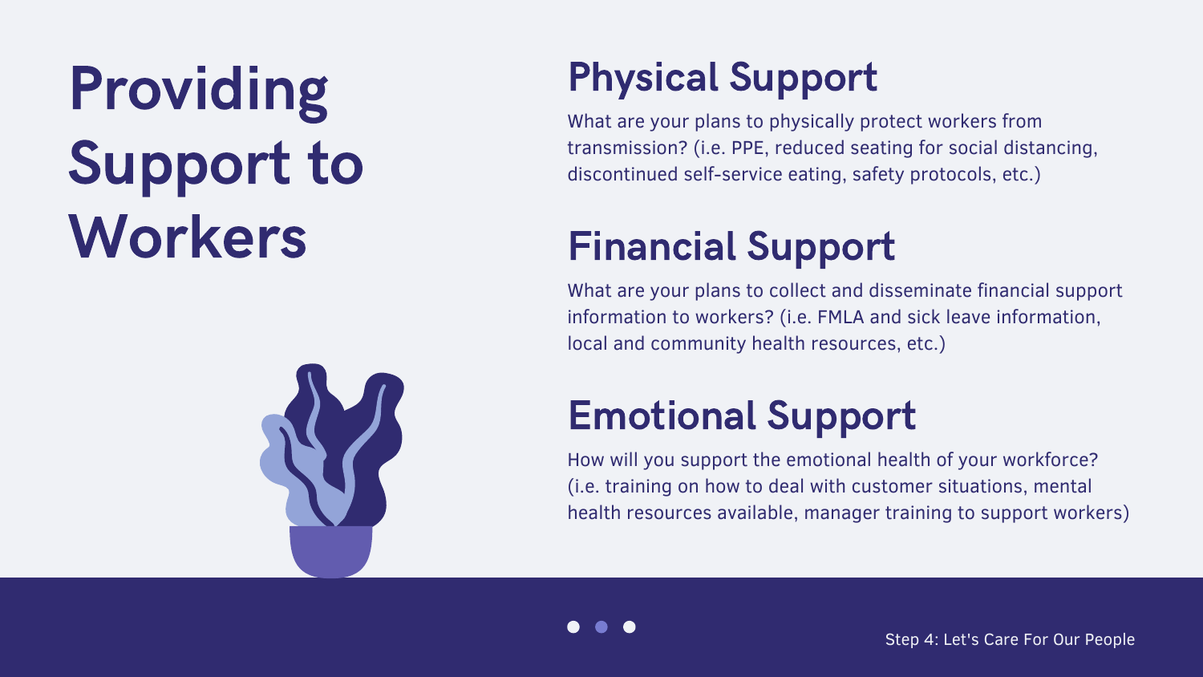# Providing Support to Workers

## Physical Support

What are your plans to physically protect workers from transmission? (i.e. PPE, reduced seating for social distancing, discontinued self-service eating, safety protocols, etc.)

## Financial Support

What are your plans to collect and disseminate financial support information to workers? (i.e. FMLA and sick leave information, local and community health resources, etc.)

## Emotional Support

How will you support the emotional health of your workforce? (i.e. training on how to deal with customer situations, mental health resources available, manager training to support workers)

Step 4: Let's Care For Our People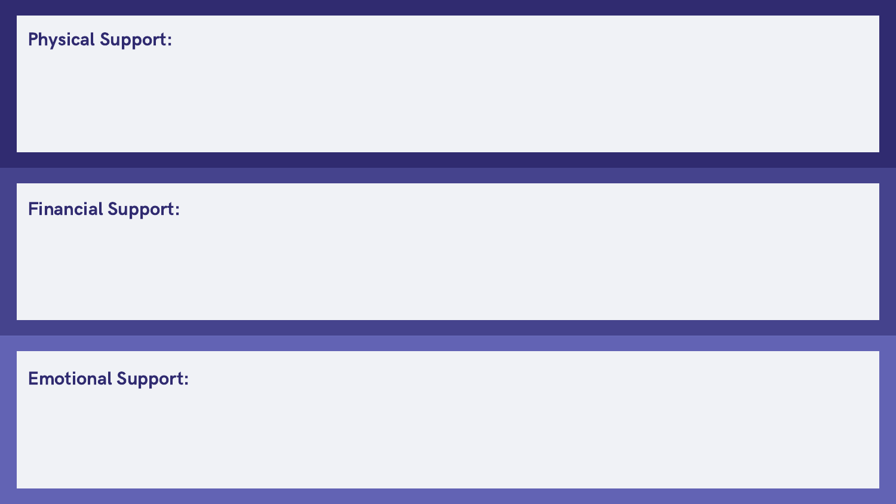**Physical Support:**

**Financial Support:**

**Emotional Support:**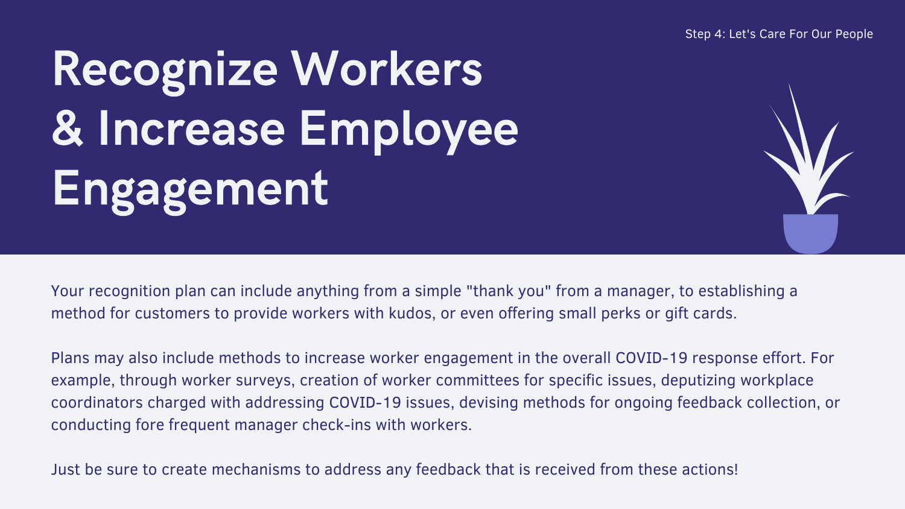Step 4: Let's Care For Our People

# Recognize Workers & Increase Employee Engagement

Your recognition plan can include anything from a simple "thank you" from a manager, to establishing a method for customers to provide workers with kudos, or even offering small perks or gift cards.

Plans may also include methods to increase worker engagement in the overall COVID-19 response effort. For example, through worker surveys, creation of worker committees for specific issues, deputizing workplace coordinators charged with addressing COVID-19 issues, devising methods for ongoing feedback collection, or conducting fore frequent manager check-ins with workers.

Just be sure to create mechanisms to address any feedback that is received from these actions!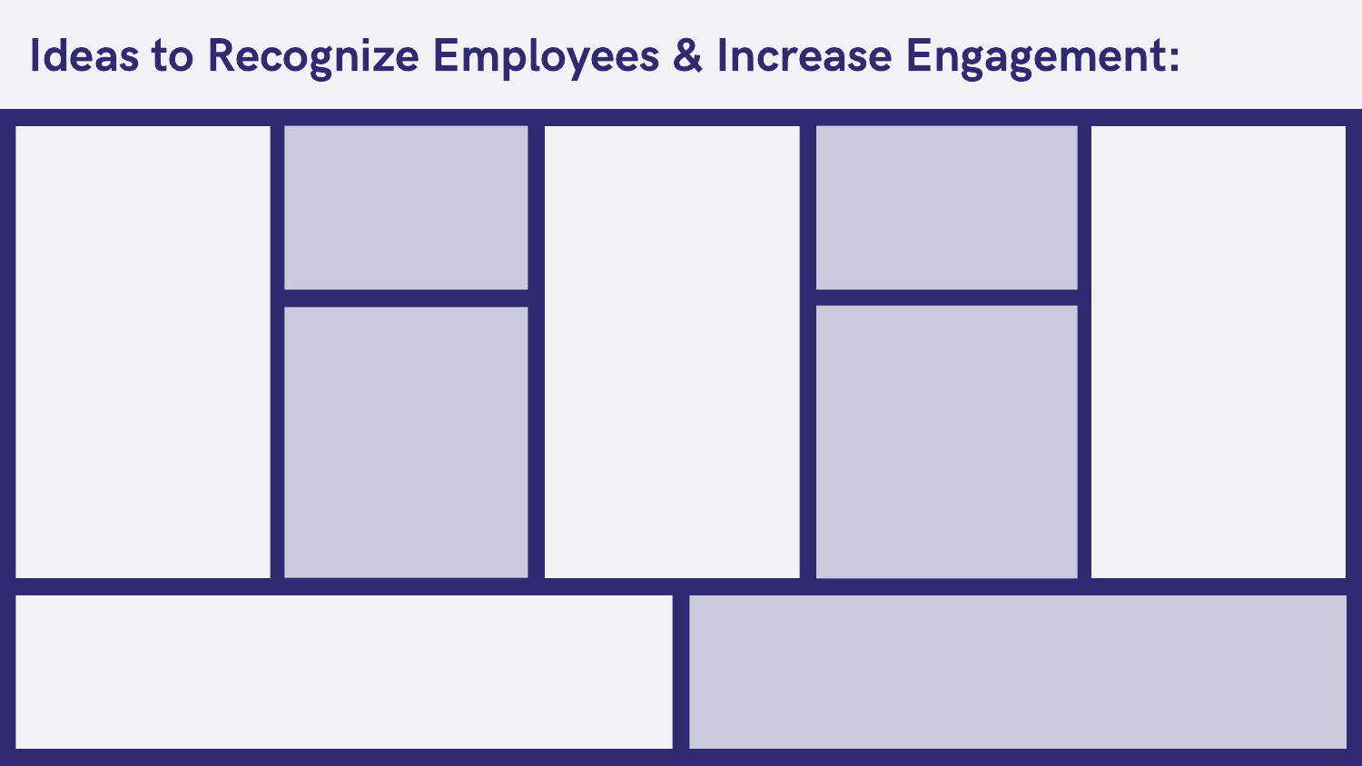# Ideas to Recognize Employees & Increase Engagement: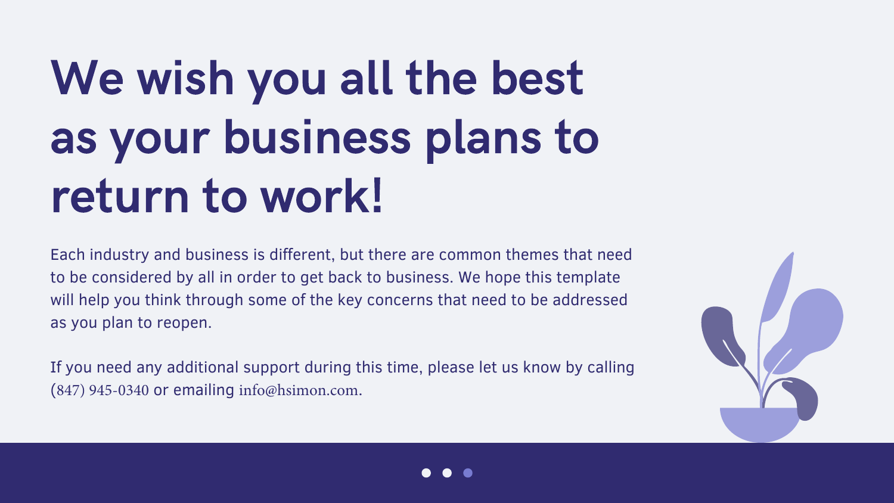# We wish you all the best as your business plans to return to work!

Each industry and business is different, but there are common themes that need to be considered by all in order to get back to business. We hope this template will help you think through some of the key concerns that need to be addressed as you plan to reopen.

If you need any additional support during this time, please let us know by calling (847) 945-0340 or emailing info@hsimon.com.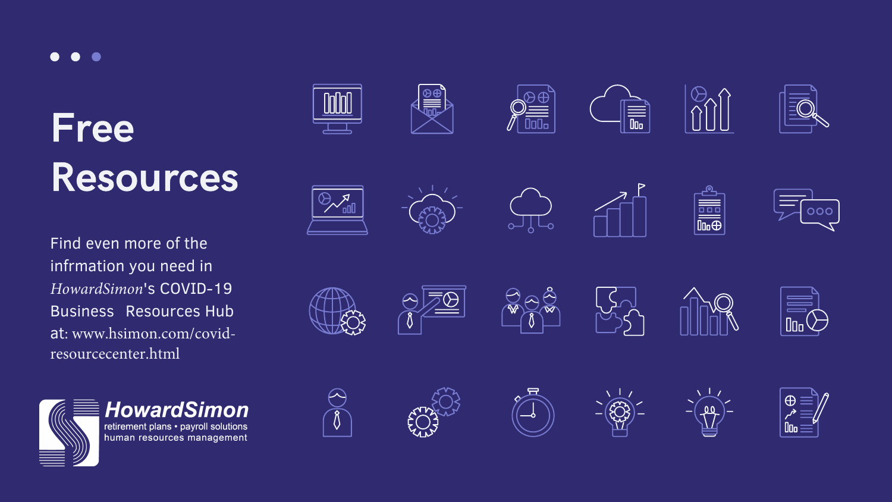# Free Resources

Find even more of the infrmation you need in *HowardSimon*'s COVID-19 Business Resources Hub at: www.hsimon.com/covid-resourcecenter.html

**HowardSimon**
retirement plans • payroll solutions
human resources management